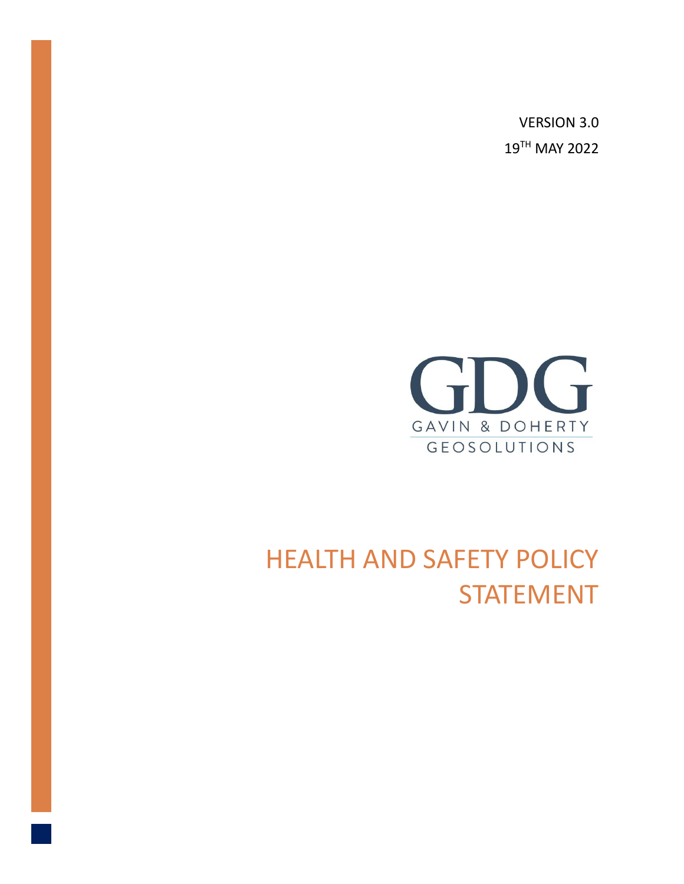VERSION 3.0

19TH MAY 2022

GDG

GAVIN & DOHERTY

GEOSOLUTIONS

# HEALTH AND SAFETY POLICY STATEMENT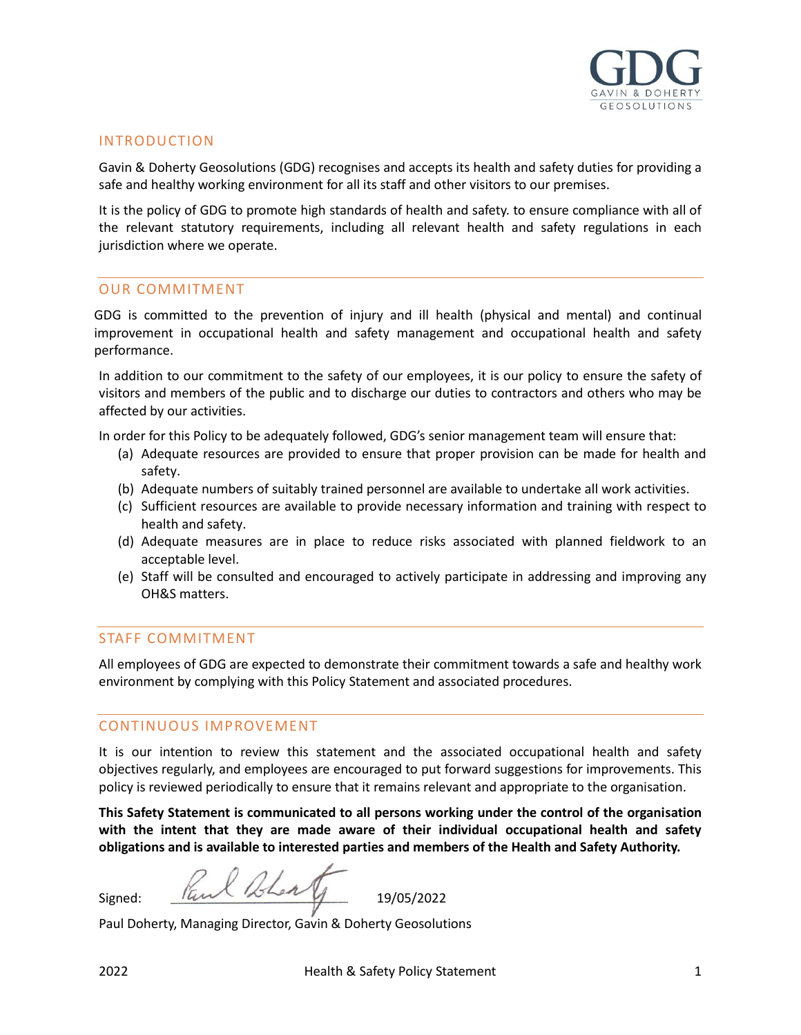GDG
GAVIN & DOHERTY
GEOSOLUTIONS

## INTRODUCTION

Gavin & Doherty Geosolutions (GDG) recognises and accepts its health and safety duties for providing a safe and healthy working environment for all its staff and other visitors to our premises.

It is the policy of GDG to promote high standards of health and safety. to ensure compliance with all of the relevant statutory requirements, including all relevant health and safety regulations in each jurisdiction where we operate.

## OUR COMMITMENT

GDG is committed to the prevention of injury and ill health (physical and mental) and continual improvement in occupational health and safety management and occupational health and safety performance.

In addition to our commitment to the safety of our employees, it is our policy to ensure the safety of visitors and members of the public and to discharge our duties to contractors and others who may be affected by our activities.

In order for this Policy to be adequately followed, GDG's senior management team will ensure that:

(a) Adequate resources are provided to ensure that proper provision can be made for health and safety.
(b) Adequate numbers of suitably trained personnel are available to undertake all work activities.
(c) Sufficient resources are available to provide necessary information and training with respect to health and safety.
(d) Adequate measures are in place to reduce risks associated with planned fieldwork to an acceptable level.
(e) Staff will be consulted and encouraged to actively participate in addressing and improving any OH&S matters.

## STAFF COMMITMENT

All employees of GDG are expected to demonstrate their commitment towards a safe and healthy work environment by complying with this Policy Statement and associated procedures.

## CONTINUOUS IMPROVEMENT

It is our intention to review this statement and the associated occupational health and safety objectives regularly, and employees are encouraged to put forward suggestions for improvements. This policy is reviewed periodically to ensure that it remains relevant and appropriate to the organisation.

**This Safety Statement is communicated to all persons working under the control of the organisation with the intent that they are made aware of their individual occupational health and safety obligations and is available to interested parties and members of the Health and Safety Authority.**

Signed: Paul Doherty 19/05/2022

Paul Doherty, Managing Director, Gavin & Doherty Geosolutions